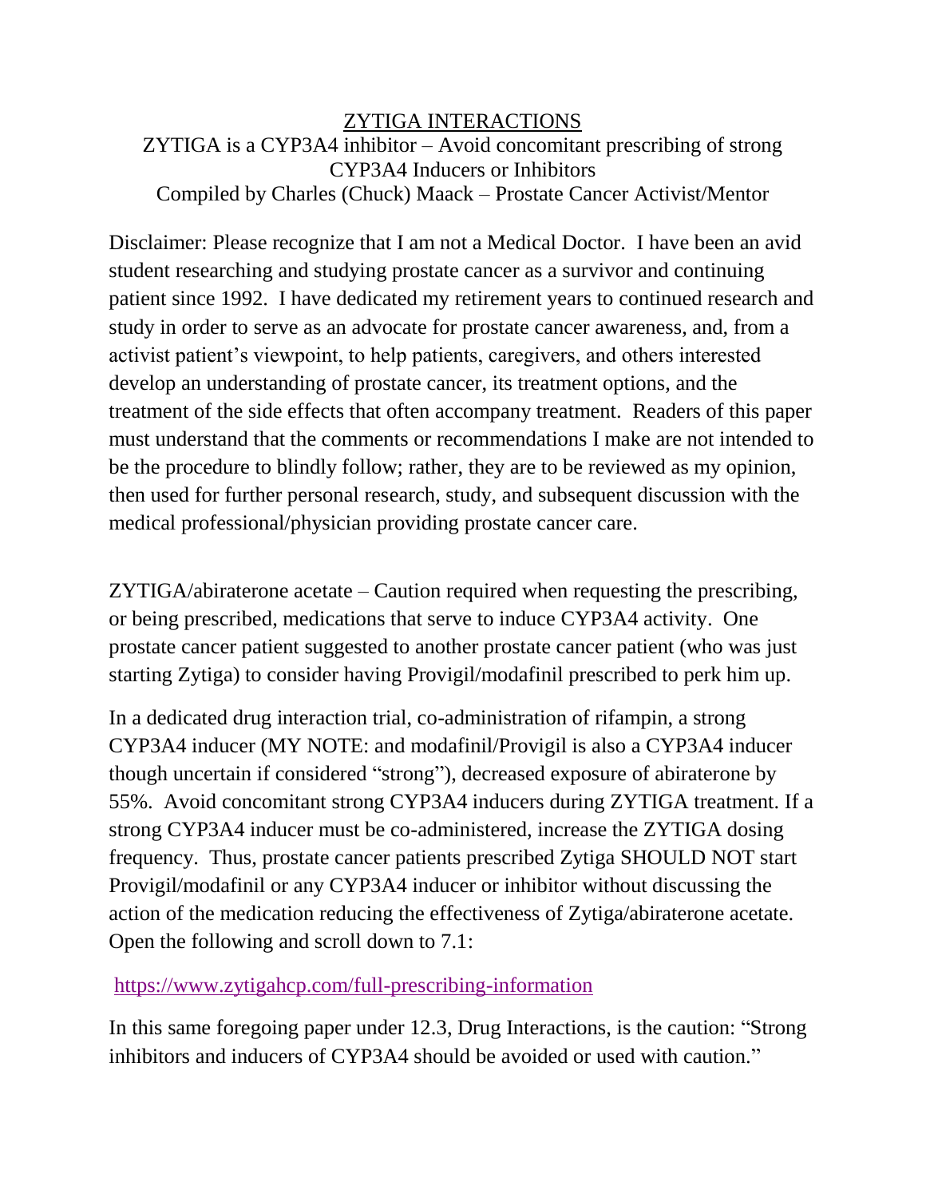# ZYTIGA INTERACTIONS

ZYTIGA is a CYP3A4 inhibitor – Avoid concomitant prescribing of strong CYP3A4 Inducers or Inhibitors

Compiled by Charles (Chuck) Maack – Prostate Cancer Activist/Mentor

Disclaimer: Please recognize that I am not a Medical Doctor. I have been an avid student researching and studying prostate cancer as a survivor and continuing patient since 1992. I have dedicated my retirement years to continued research and study in order to serve as an advocate for prostate cancer awareness, and, from a activist patient's viewpoint, to help patients, caregivers, and others interested develop an understanding of prostate cancer, its treatment options, and the treatment of the side effects that often accompany treatment. Readers of this paper must understand that the comments or recommendations I make are not intended to be the procedure to blindly follow; rather, they are to be reviewed as my opinion, then used for further personal research, study, and subsequent discussion with the medical professional/physician providing prostate cancer care.

ZYTIGA/abiraterone acetate – Caution required when requesting the prescribing, or being prescribed, medications that serve to induce CYP3A4 activity. One prostate cancer patient suggested to another prostate cancer patient (who was just starting Zytiga) to consider having Provigil/modafinil prescribed to perk him up.

In a dedicated drug interaction trial, co-administration of rifampin, a strong CYP3A4 inducer (MY NOTE: and modafinil/Provigil is also a CYP3A4 inducer though uncertain if considered "strong"), decreased exposure of abiraterone by 55%. Avoid concomitant strong CYP3A4 inducers during ZYTIGA treatment. If a strong CYP3A4 inducer must be co-administered, increase the ZYTIGA dosing frequency. Thus, prostate cancer patients prescribed Zytiga SHOULD NOT start Provigil/modafinil or any CYP3A4 inducer or inhibitor without discussing the action of the medication reducing the effectiveness of Zytiga/abiraterone acetate. Open the following and scroll down to 7.1:

https://www.zytigahcp.com/full-prescribing-information

In this same foregoing paper under 12.3, Drug Interactions, is the caution: "Strong inhibitors and inducers of CYP3A4 should be avoided or used with caution."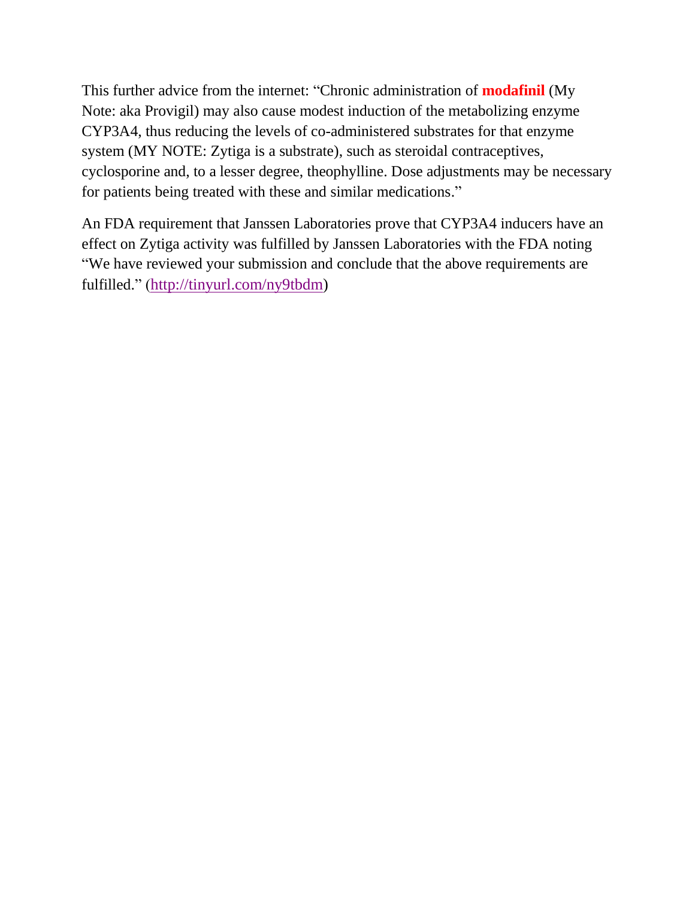This further advice from the internet: “Chronic administration of **modafinil** (My Note: aka Provigil) may also cause modest induction of the metabolizing enzyme CYP3A4, thus reducing the levels of co-administered substrates for that enzyme system (MY NOTE: Zytiga is a substrate), such as steroidal contraceptives, cyclosporine and, to a lesser degree, theophylline. Dose adjustments may be necessary for patients being treated with these and similar medications.”

An FDA requirement that Janssen Laboratories prove that CYP3A4 inducers have an effect on Zytiga activity was fulfilled by Janssen Laboratories with the FDA noting “We have reviewed your submission and conclude that the above requirements are fulfilled.” (http://tinyurl.com/ny9tbdm)